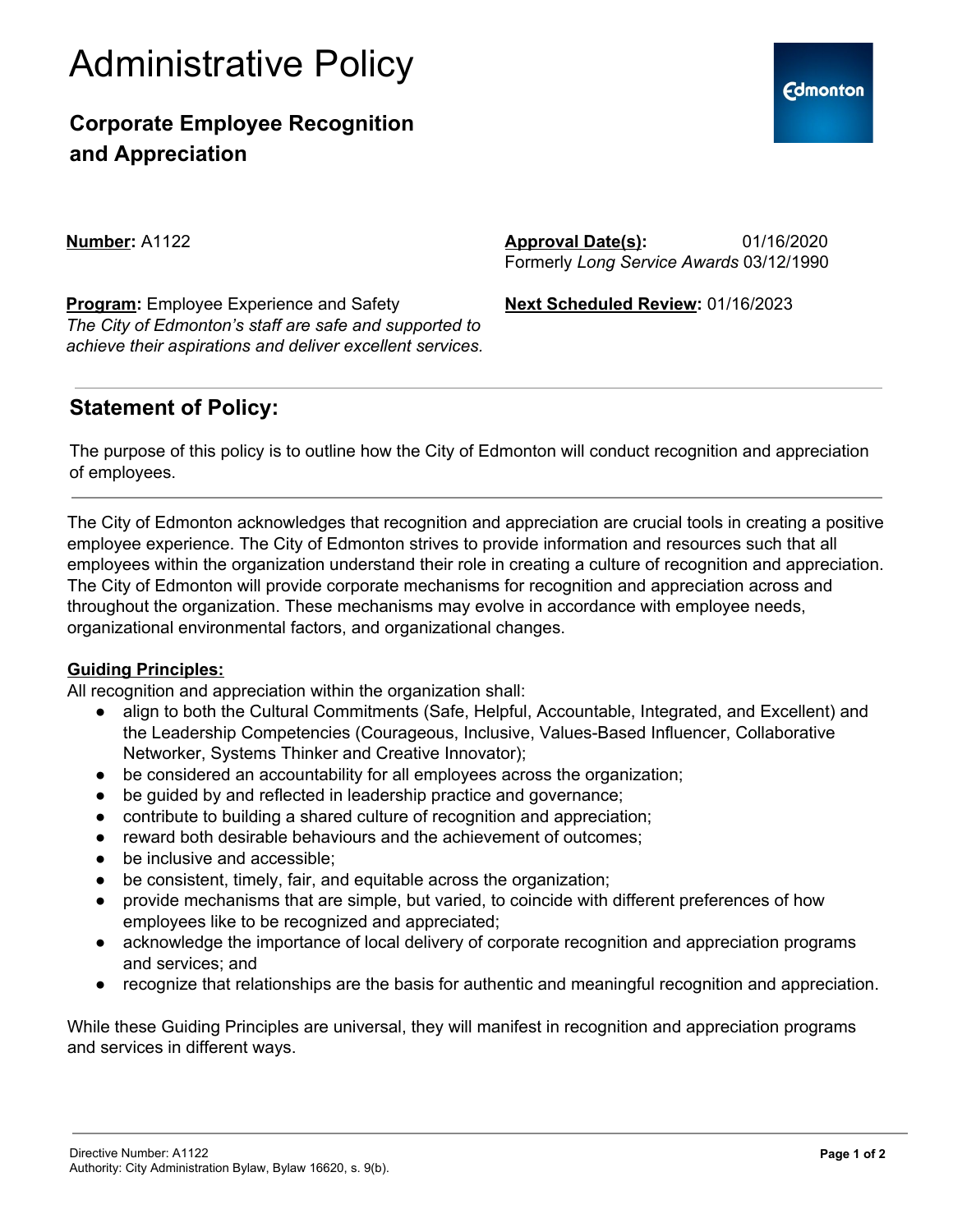# Administrative Policy

## Corporate Employee Recognition and Appreciation

**Number:** A1122

**Approval Date(s):** 01/16/2020
Formerly *Long Service Awards* 03/12/1990

**Program:** Employee Experience and Safety
*The City of Edmonton's staff are safe and supported to achieve their aspirations and deliver excellent services.*

**Next Scheduled Review:** 01/16/2023

---

## Statement of Policy:

The purpose of this policy is to outline how the City of Edmonton will conduct recognition and appreciation of employees.

---

The City of Edmonton acknowledges that recognition and appreciation are crucial tools in creating a positive employee experience. The City of Edmonton strives to provide information and resources such that all employees within the organization understand their role in creating a culture of recognition and appreciation. The City of Edmonton will provide corporate mechanisms for recognition and appreciation across and throughout the organization. These mechanisms may evolve in accordance with employee needs, organizational environmental factors, and organizational changes.

**Guiding Principles:**

All recognition and appreciation within the organization shall:

- align to both the Cultural Commitments (Safe, Helpful, Accountable, Integrated, and Excellent) and the Leadership Competencies (Courageous, Inclusive, Values-Based Influencer, Collaborative Networker, Systems Thinker and Creative Innovator);
- be considered an accountability for all employees across the organization;
- be guided by and reflected in leadership practice and governance;
- contribute to building a shared culture of recognition and appreciation;
- reward both desirable behaviours and the achievement of outcomes;
- be inclusive and accessible;
- be consistent, timely, fair, and equitable across the organization;
- provide mechanisms that are simple, but varied, to coincide with different preferences of how employees like to be recognized and appreciated;
- acknowledge the importance of local delivery of corporate recognition and appreciation programs and services; and
- recognize that relationships are the basis for authentic and meaningful recognition and appreciation.

While these Guiding Principles are universal, they will manifest in recognition and appreciation programs and services in different ways.

Directive Number: A1122
Authority: City Administration Bylaw, Bylaw 16620, s. 9(b).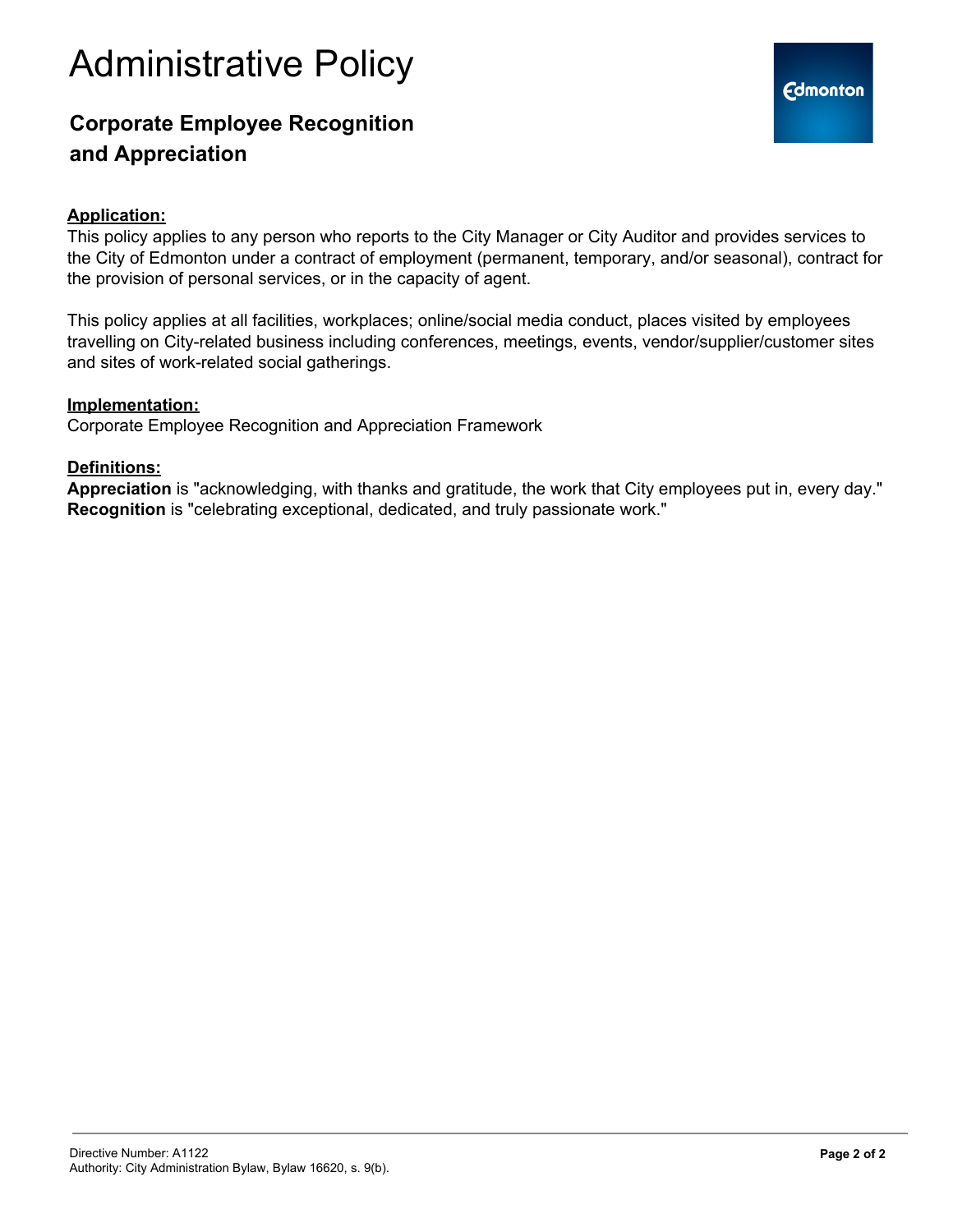# Administrative Policy

## Corporate Employee Recognition and Appreciation

**Application:**

This policy applies to any person who reports to the City Manager or City Auditor and provides services to the City of Edmonton under a contract of employment (permanent, temporary, and/or seasonal), contract for the provision of personal services, or in the capacity of agent.

This policy applies at all facilities, workplaces; online/social media conduct, places visited by employees travelling on City-related business including conferences, meetings, events, vendor/supplier/customer sites and sites of work-related social gatherings.

**Implementation:**

Corporate Employee Recognition and Appreciation Framework

**Definitions:**

**Appreciation** is "acknowledging, with thanks and gratitude, the work that City employees put in, every day."
**Recognition** is "celebrating exceptional, dedicated, and truly passionate work."

Directive Number: A1122
Authority: City Administration Bylaw, Bylaw 16620, s. 9(b).